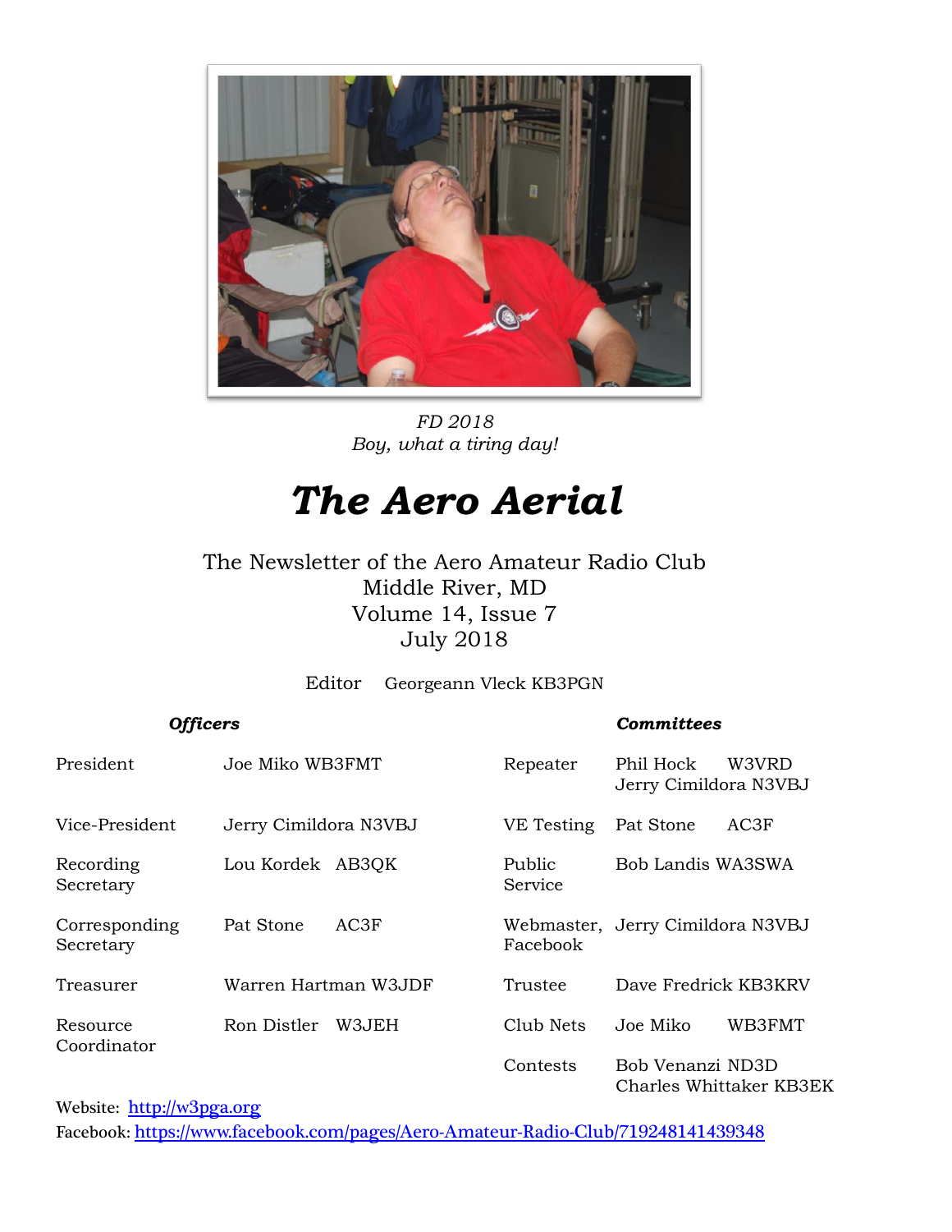*FD 2018*
*Boy, what a tiring day!*

# *The Aero Aerial*

The Newsletter of the Aero Amateur Radio Club
Middle River, MD
Volume 14, Issue 7
July 2018

Editor Georgeann Vleck KB3PGN

***Officers***

| | |
|---|---|
| President | Joe Miko WB3FMT |
| Vice-President | Jerry Cimildora N3VBJ |
| Recording Secretary | Lou Kordek AB3QK |
| Corresponding Secretary | Pat Stone AC3F |
| Treasurer | Warren Hartman W3JDF |
| Resource Coordinator | Ron Distler W3JEH |

***Committees***

| | |
|---|---|
| Repeater | Phil Hock W3VRD<br>Jerry Cimildora N3VBJ |
| VE Testing | Pat Stone AC3F |
| Public Service | Bob Landis WA3SWA |
| Webmaster, Facebook | Jerry Cimildora N3VBJ |
| Trustee | Dave Fredrick KB3KRV |
| Club Nets | Joe Miko WB3FMT |
| Contests | Bob Venanzi ND3D<br>Charles Whittaker KB3EK |

Website: [http://w3pga.org](http://w3pga.org)
Facebook: [https://www.facebook.com/pages/Aero-Amateur-Radio-Club/719248141439348](https://www.facebook.com/pages/Aero-Amateur-Radio-Club/719248141439348)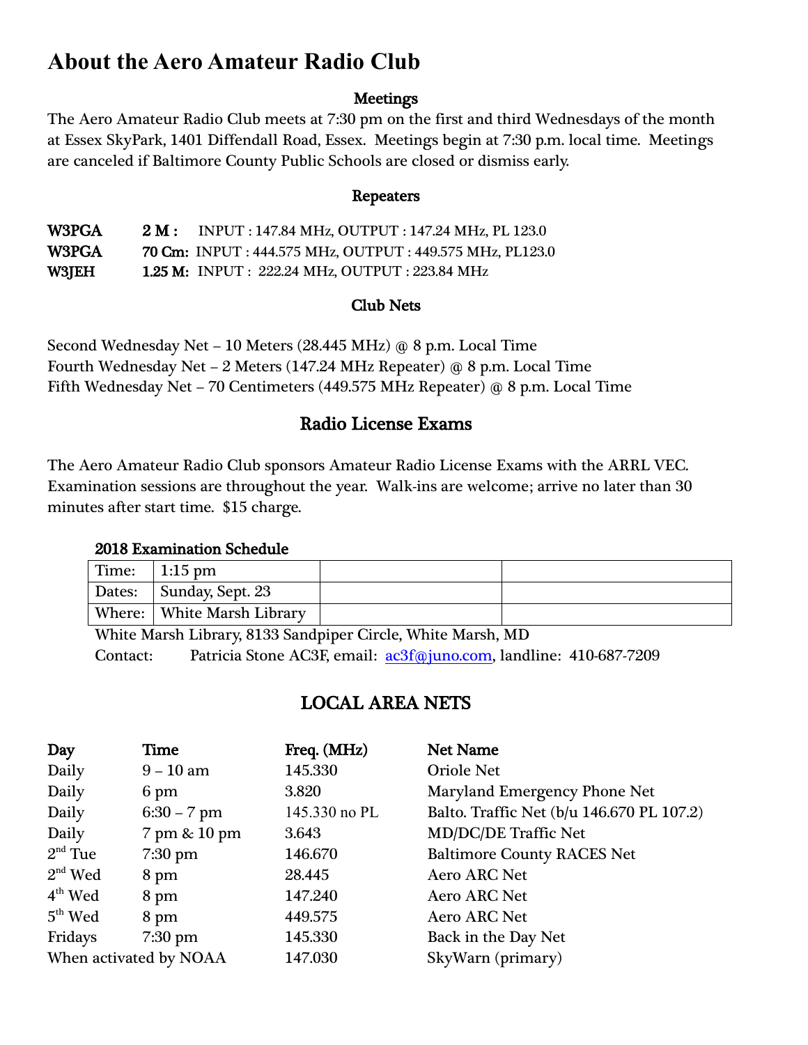# About the Aero Amateur Radio Club

### Meetings

The Aero Amateur Radio Club meets at 7:30 pm on the first and third Wednesdays of the month at Essex SkyPark, 1401 Diffendall Road, Essex. Meetings begin at 7:30 p.m. local time. Meetings are canceled if Baltimore County Public Schools are closed or dismiss early.

### Repeaters

| | | |
|---|---|---|
| **W3PGA** | **2 M :** | INPUT : 147.84 MHz, OUTPUT : 147.24 MHz, PL 123.0 |
| **W3PGA** | **70 Cm:** | INPUT : 444.575 MHz, OUTPUT : 449.575 MHz, PL123.0 |
| **W3JEH** | **1.25 M:** | INPUT : 222.24 MHz, OUTPUT : 223.84 MHz |

### Club Nets

Second Wednesday Net – 10 Meters (28.445 MHz) @ 8 p.m. Local Time
Fourth Wednesday Net – 2 Meters (147.24 MHz Repeater) @ 8 p.m. Local Time
Fifth Wednesday Net – 70 Centimeters (449.575 MHz Repeater) @ 8 p.m. Local Time

## Radio License Exams

The Aero Amateur Radio Club sponsors Amateur Radio License Exams with the ARRL VEC. Examination sessions are throughout the year. Walk-ins are welcome; arrive no later than 30 minutes after start time. $15 charge.

**2018 Examination Schedule**

| | | | |
|---|---|---|---|
| Time: | 1:15 pm | | |
| Dates: | Sunday, Sept. 23 | | |
| Where: | White Marsh Library | | |

White Marsh Library, 8133 Sandpiper Circle, White Marsh, MD
Contact: Patricia Stone AC3F, email: ac3f@juno.com, landline: 410-687-7209

## LOCAL AREA NETS

| Day | Time | Freq. (MHz) | Net Name |
|---|---|---|---|
| Daily | 9 – 10 am | 145.330 | Oriole Net |
| Daily | 6 pm | 3.820 | Maryland Emergency Phone Net |
| Daily | 6:30 – 7 pm | 145.330 no PL | Balto. Traffic Net (b/u 146.670 PL 107.2) |
| Daily | 7 pm & 10 pm | 3.643 | MD/DC/DE Traffic Net |
| 2nd Tue | 7:30 pm | 146.670 | Baltimore County RACES Net |
| 2nd Wed | 8 pm | 28.445 | Aero ARC Net |
| 4th Wed | 8 pm | 147.240 | Aero ARC Net |
| 5th Wed | 8 pm | 449.575 | Aero ARC Net |
| Fridays | 7:30 pm | 145.330 | Back in the Day Net |
| When activated by NOAA | | 147.030 | SkyWarn (primary) |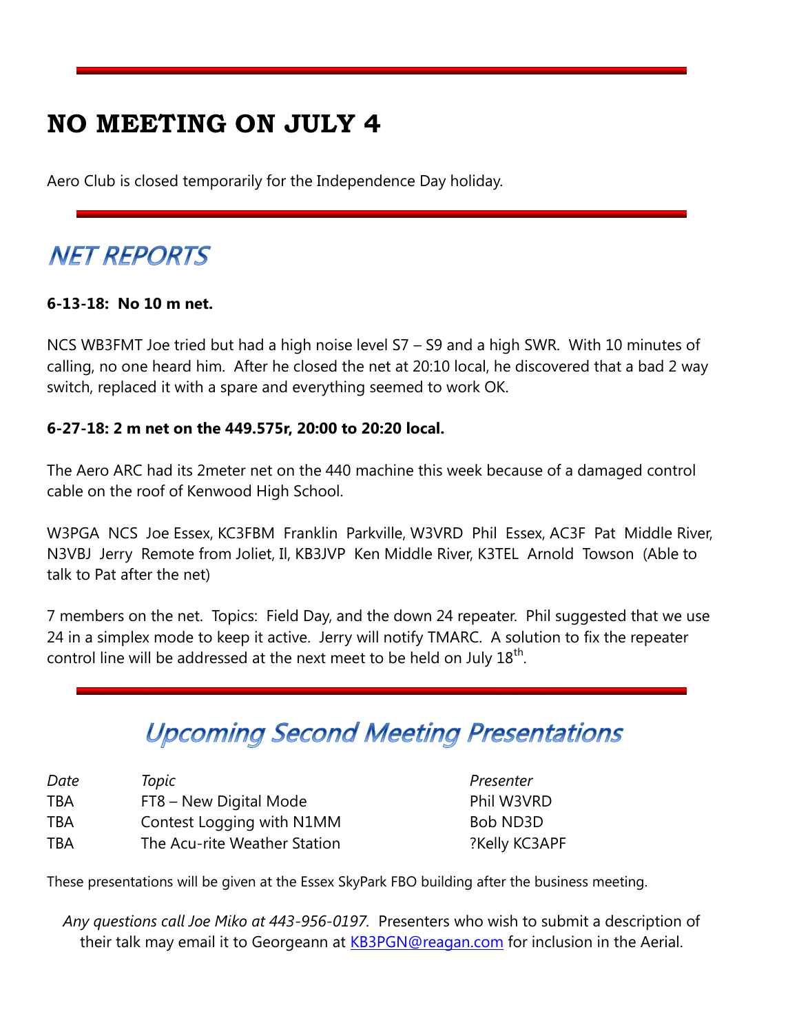# NO MEETING ON JULY 4

Aero Club is closed temporarily for the Independence Day holiday.

## NET REPORTS

**6-13-18: No 10 m net.**

NCS WB3FMT Joe tried but had a high noise level S7 – S9 and a high SWR. With 10 minutes of calling, no one heard him. After he closed the net at 20:10 local, he discovered that a bad 2 way switch, replaced it with a spare and everything seemed to work OK.

**6-27-18: 2 m net on the 449.575r, 20:00 to 20:20 local.**

The Aero ARC had its 2meter net on the 440 machine this week because of a damaged control cable on the roof of Kenwood High School.

W3PGA NCS Joe Essex, KC3FBM Franklin Parkville, W3VRD Phil Essex, AC3F Pat Middle River, N3VBJ Jerry Remote from Joliet, Il, KB3JVP Ken Middle River, K3TEL Arnold Towson (Able to talk to Pat after the net)

7 members on the net. Topics: Field Day, and the down 24 repeater. Phil suggested that we use 24 in a simplex mode to keep it active. Jerry will notify TMARC. A solution to fix the repeater control line will be addressed at the next meet to be held on July 18th.

## Upcoming Second Meeting Presentations

| *Date* | *Topic* | *Presenter* |
|---|---|---|
| TBA | FT8 – New Digital Mode | Phil W3VRD |
| TBA | Contest Logging with N1MM | Bob ND3D |
| TBA | The Acu-rite Weather Station | ?Kelly KC3APF |

These presentations will be given at the Essex SkyPark FBO building after the business meeting.

*Any questions call Joe Miko at 443-956-0197.* Presenters who wish to submit a description of their talk may email it to Georgeann at KB3PGN@reagan.com for inclusion in the Aerial.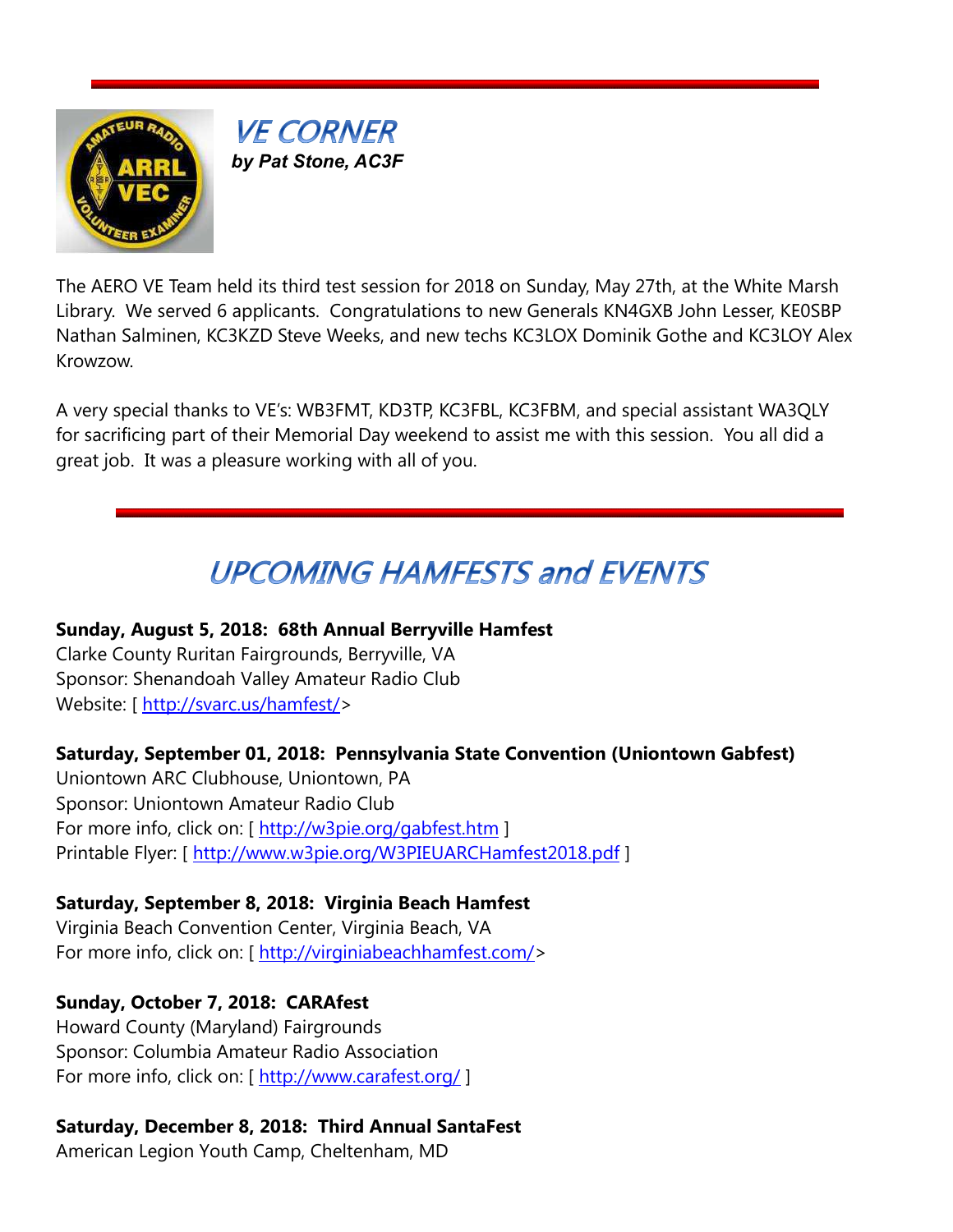## VE CORNER

***by Pat Stone, AC3F***

The AERO VE Team held its third test session for 2018 on Sunday, May 27th, at the White Marsh Library. We served 6 applicants. Congratulations to new Generals KN4GXB John Lesser, KE0SBP Nathan Salminen, KC3KZD Steve Weeks, and new techs KC3LOX Dominik Gothe and KC3LOY Alex Krowzow.

A very special thanks to VE's: WB3FMT, KD3TP, KC3FBL, KC3FBM, and special assistant WA3QLY for sacrificing part of their Memorial Day weekend to assist me with this session. You all did a great job. It was a pleasure working with all of you.

## UPCOMING HAMFESTS and EVENTS

**Sunday, August 5, 2018: 68th Annual Berryville Hamfest**
Clarke County Ruritan Fairgrounds, Berryville, VA
Sponsor: Shenandoah Valley Amateur Radio Club
Website: [ http://svarc.us/hamfest/>

**Saturday, September 01, 2018: Pennsylvania State Convention (Uniontown Gabfest)**
Uniontown ARC Clubhouse, Uniontown, PA
Sponsor: Uniontown Amateur Radio Club
For more info, click on: [ http://w3pie.org/gabfest.htm ]
Printable Flyer: [ http://www.w3pie.org/W3PIEUARCHamfest2018.pdf ]

**Saturday, September 8, 2018: Virginia Beach Hamfest**
Virginia Beach Convention Center, Virginia Beach, VA
For more info, click on: [ http://virginiabeachhamfest.com/>

**Sunday, October 7, 2018: CARAfest**
Howard County (Maryland) Fairgrounds
Sponsor: Columbia Amateur Radio Association
For more info, click on: [ http://www.carafest.org/ ]

**Saturday, December 8, 2018: Third Annual SantaFest**
American Legion Youth Camp, Cheltenham, MD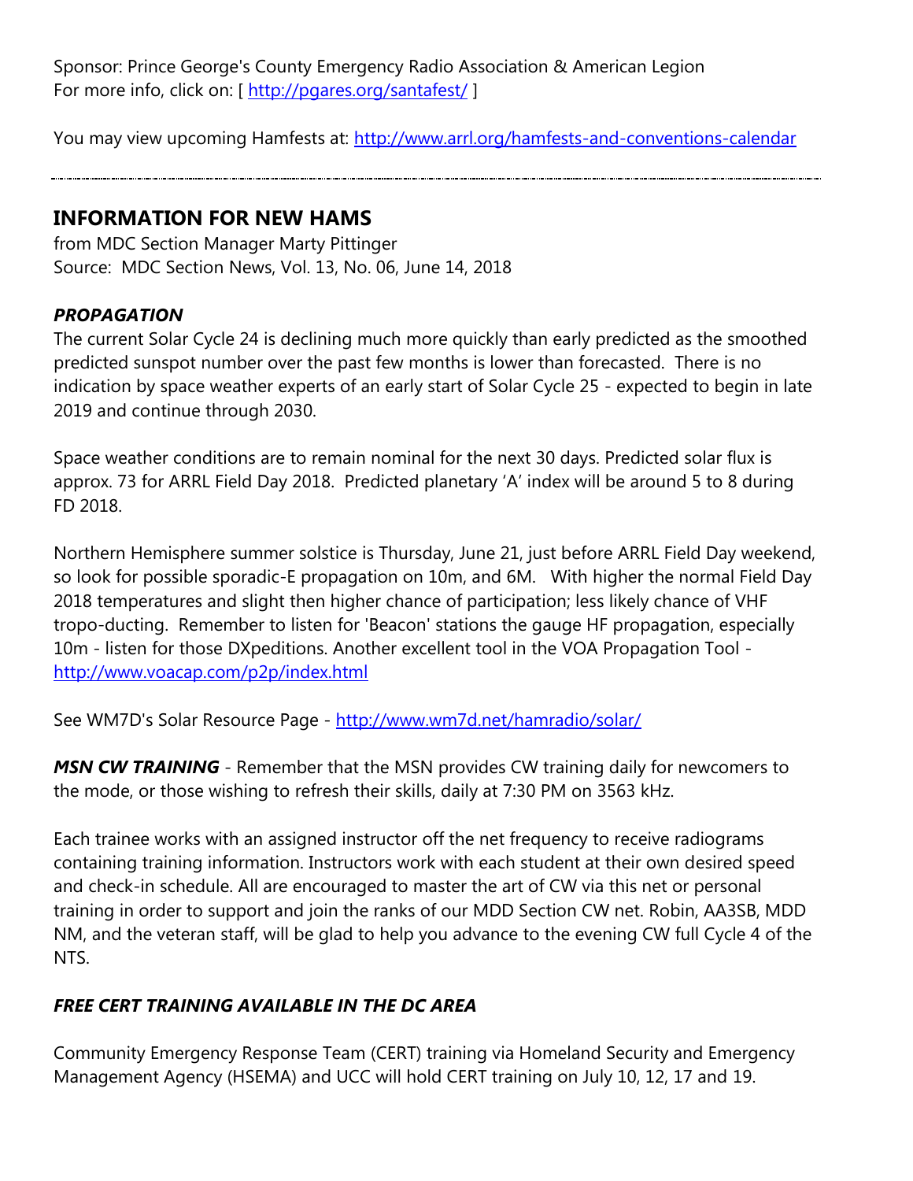Sponsor: Prince George's County Emergency Radio Association & American Legion
For more info, click on: [ http://pgares.org/santafest/ ]

You may view upcoming Hamfests at: http://www.arrl.org/hamfests-and-conventions-calendar

---

## INFORMATION FOR NEW HAMS

from MDC Section Manager Marty Pittinger
Source: MDC Section News, Vol. 13, No. 06, June 14, 2018

### *PROPAGATION*

The current Solar Cycle 24 is declining much more quickly than early predicted as the smoothed predicted sunspot number over the past few months is lower than forecasted. There is no indication by space weather experts of an early start of Solar Cycle 25 - expected to begin in late 2019 and continue through 2030.

Space weather conditions are to remain nominal for the next 30 days. Predicted solar flux is approx. 73 for ARRL Field Day 2018. Predicted planetary 'A' index will be around 5 to 8 during FD 2018.

Northern Hemisphere summer solstice is Thursday, June 21, just before ARRL Field Day weekend, so look for possible sporadic-E propagation on 10m, and 6M. With higher the normal Field Day 2018 temperatures and slight then higher chance of participation; less likely chance of VHF tropo-ducting. Remember to listen for 'Beacon' stations the gauge HF propagation, especially 10m - listen for those DXpeditions. Another excellent tool in the VOA Propagation Tool - http://www.voacap.com/p2p/index.html

See WM7D's Solar Resource Page - http://www.wm7d.net/hamradio/solar/

***MSN CW TRAINING*** - Remember that the MSN provides CW training daily for newcomers to the mode, or those wishing to refresh their skills, daily at 7:30 PM on 3563 kHz.

Each trainee works with an assigned instructor off the net frequency to receive radiograms containing training information. Instructors work with each student at their own desired speed and check-in schedule. All are encouraged to master the art of CW via this net or personal training in order to support and join the ranks of our MDD Section CW net. Robin, AA3SB, MDD NM, and the veteran staff, will be glad to help you advance to the evening CW full Cycle 4 of the NTS.

### *FREE CERT TRAINING AVAILABLE IN THE DC AREA*

Community Emergency Response Team (CERT) training via Homeland Security and Emergency Management Agency (HSEMA) and UCC will hold CERT training on July 10, 12, 17 and 19.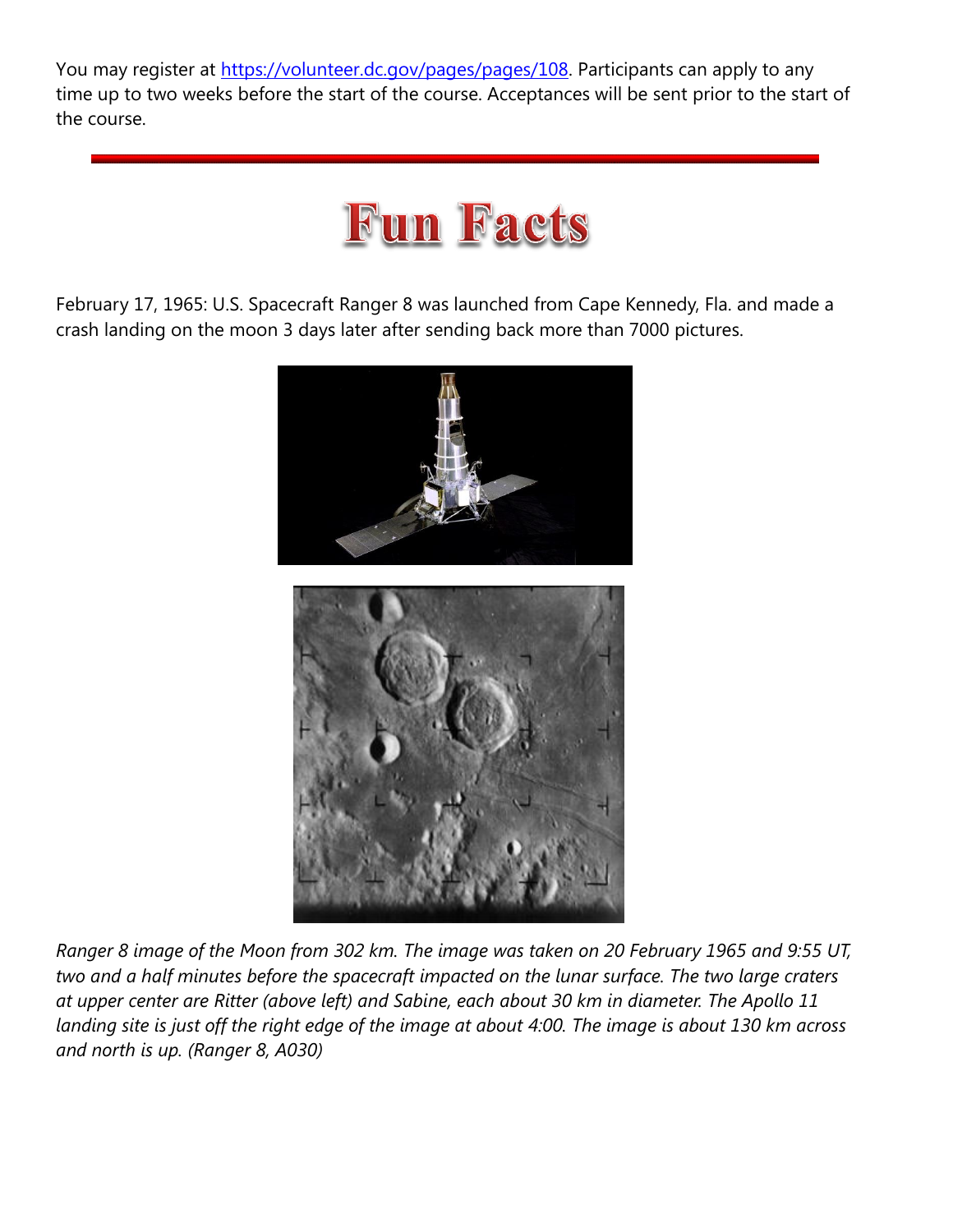You may register at [https://volunteer.dc.gov/pages/pages/108](https://volunteer.dc.gov/pages/pages/108). Participants can apply to any time up to two weeks before the start of the course. Acceptances will be sent prior to the start of the course.

# Fun Facts

February 17, 1965: U.S. Spacecraft Ranger 8 was launched from Cape Kennedy, Fla. and made a crash landing on the moon 3 days later after sending back more than 7000 pictures.

*Ranger 8 image of the Moon from 302 km. The image was taken on 20 February 1965 and 9:55 UT, two and a half minutes before the spacecraft impacted on the lunar surface. The two large craters at upper center are Ritter (above left) and Sabine, each about 30 km in diameter. The Apollo 11 landing site is just off the right edge of the image at about 4:00. The image is about 130 km across and north is up. (Ranger 8, A030)*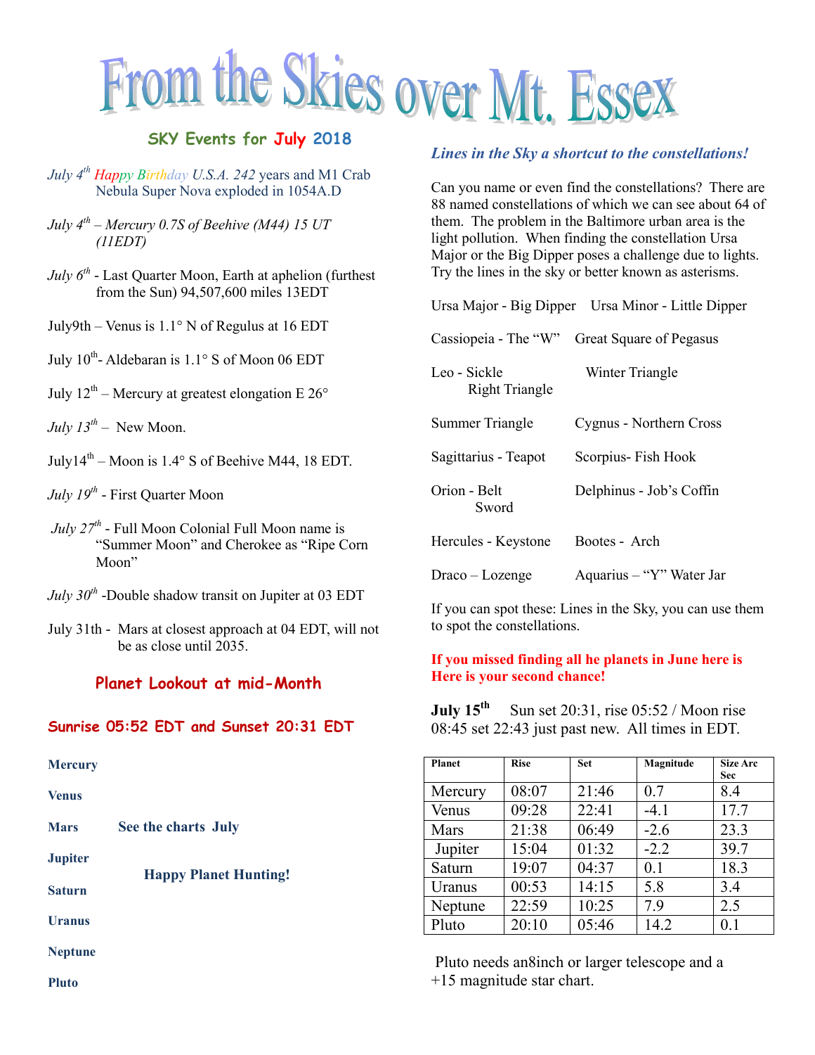# From the Skies over Mt. Essex

## SKY Events for July 2018

*July 4th Happy Birthday U.S.A. 242* years and M1 Crab Nebula Super Nova exploded in 1054A.D

*July 4th – Mercury 0.7S of Beehive (M44) 15 UT (11EDT)*

*July 6th* - Last Quarter Moon, Earth at aphelion (furthest from the Sun) 94,507,600 miles 13EDT

July9th – Venus is 1.1° N of Regulus at 16 EDT

July 10th- Aldebaran is 1.1° S of Moon 06 EDT

July 12th – Mercury at greatest elongation E 26°

*July 13th –* New Moon.

July14th – Moon is 1.4° S of Beehive M44, 18 EDT.

*July 19th* - First Quarter Moon

*July 27th* - Full Moon Colonial Full Moon name is "Summer Moon" and Cherokee as "Ripe Corn Moon"

*July 30th* -Double shadow transit on Jupiter at 03 EDT

July 31th - Mars at closest approach at 04 EDT, will not be as close until 2035.

## Planet Lookout at mid-Month

### Sunrise 05:52 EDT and Sunset 20:31 EDT

**Mercury**

**Venus**

**Mars** **See the charts July**

**Jupiter**

**Happy Planet Hunting!**

**Saturn**

**Uranus**

**Neptune**

**Pluto**

### *Lines in the Sky a shortcut to the constellations!*

Can you name or even find the constellations? There are 88 named constellations of which we can see about 64 of them. The problem in the Baltimore urban area is the light pollution. When finding the constellation Ursa Major or the Big Dipper poses a challenge due to lights. Try the lines in the sky or better known as asterisms.

| | |
|---|---|
| Ursa Major - Big Dipper | Ursa Minor - Little Dipper |
| Cassiopeia - The "W" | Great Square of Pegasus |
| Leo - Sickle<br>Right Triangle | Winter Triangle |
| Summer Triangle | Cygnus - Northern Cross |
| Sagittarius - Teapot | Scorpius- Fish Hook |
| Orion - Belt<br>Sword | Delphinus - Job's Coffin |
| Hercules - Keystone | Bootes - Arch |
| Draco – Lozenge | Aquarius – "Y" Water Jar |

If you can spot these: Lines in the Sky, you can use them to spot the constellations.

**If you missed finding all he planets in June here is Here is your second chance!**

**July 15th** Sun set 20:31, rise 05:52 / Moon rise 08:45 set 22:43 just past new. All times in EDT.

| Planet | Rise | Set | Magnitude | Size Arc Sec |
|---|---|---|---|---|
| Mercury | 08:07 | 21:46 | 0.7 | 8.4 |
| Venus | 09:28 | 22:41 | -4.1 | 17.7 |
| Mars | 21:38 | 06:49 | -2.6 | 23.3 |
| Jupiter | 15:04 | 01:32 | -2.2 | 39.7 |
| Saturn | 19:07 | 04:37 | 0.1 | 18.3 |
| Uranus | 00:53 | 14:15 | 5.8 | 3.4 |
| Neptune | 22:59 | 10:25 | 7.9 | 2.5 |
| Pluto | 20:10 | 05:46 | 14.2 | 0.1 |

Pluto needs an8inch or larger telescope and a +15 magnitude star chart.